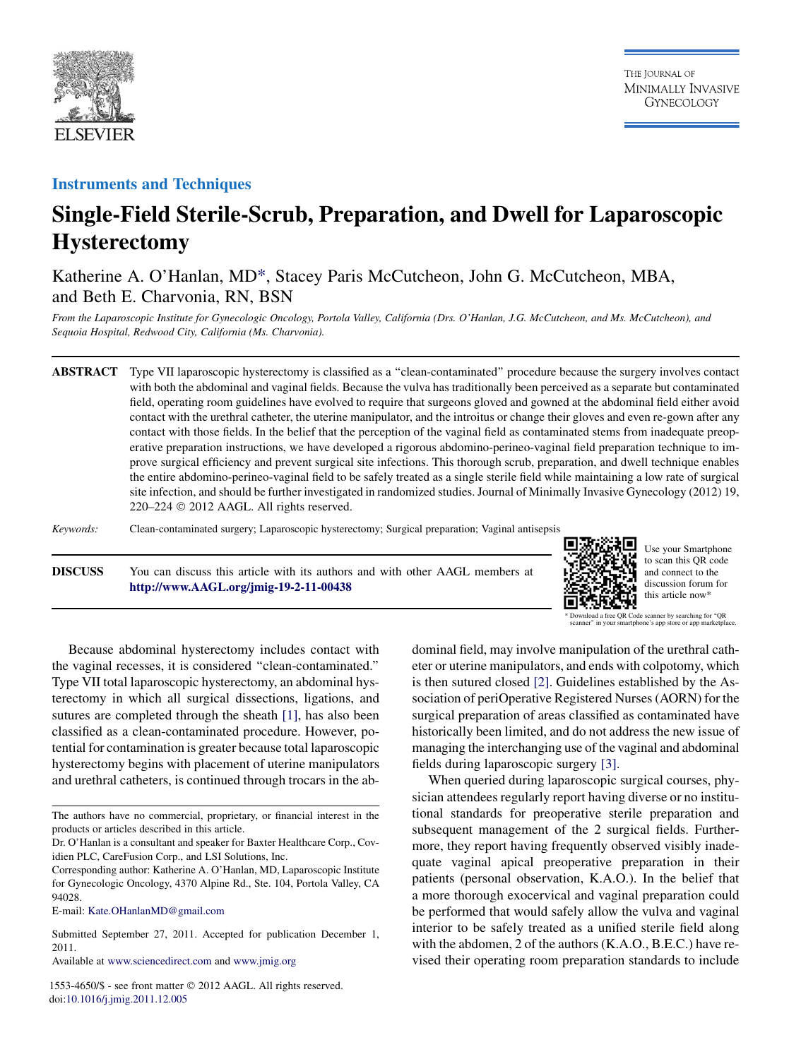Instruments and Techniques

# Single-Field Sterile-Scrub, Preparation, and Dwell for Laparoscopic Hysterectomy

Katherine A. O'Hanlan, MD*, Stacey Paris McCutcheon, John G. McCutcheon, MBA, and Beth E. Charvonia, RN, BSN

*From the Laparoscopic Institute for Gynecologic Oncology, Portola Valley, California (Drs. O'Hanlan, J.G. McCutcheon, and Ms. McCutcheon), and Sequoia Hospital, Redwood City, California (Ms. Charvonia).*

**ABSTRACT** Type VII laparoscopic hysterectomy is classified as a "clean-contaminated" procedure because the surgery involves contact with both the abdominal and vaginal fields. Because the vulva has traditionally been perceived as a separate but contaminated field, operating room guidelines have evolved to require that surgeons gloved and gowned at the abdominal field either avoid contact with the urethral catheter, the uterine manipulator, and the introitus or change their gloves and even re-gown after any contact with those fields. In the belief that the perception of the vaginal field as contaminated stems from inadequate preoperative preparation instructions, we have developed a rigorous abdomino-perineo-vaginal field preparation technique to improve surgical efficiency and prevent surgical site infections. This thorough scrub, preparation, and dwell technique enables the entire abdomino-perineo-vaginal field to be safely treated as a single sterile field while maintaining a low rate of surgical site infection, and should be further investigated in randomized studies. Journal of Minimally Invasive Gynecology (2012) 19, 220–224 © 2012 AAGL. All rights reserved.

*Keywords:* Clean-contaminated surgery; Laparoscopic hysterectomy; Surgical preparation; Vaginal antisepsis

**DISCUSS** You can discuss this article with its authors and with other AAGL members at **http://www.AAGL.org/jmig-19-2-11-00438**

Use your Smartphone to scan this QR code and connect to the discussion forum for this article now*

\* Download a free QR Code scanner by searching for "QR scanner" in your smartphone's app store or app marketplace.

Because abdominal hysterectomy includes contact with the vaginal recesses, it is considered "clean-contaminated." Type VII total laparoscopic hysterectomy, an abdominal hysterectomy in which all surgical dissections, ligations, and sutures are completed through the sheath [1], has also been classified as a clean-contaminated procedure. However, potential for contamination is greater because total laparoscopic hysterectomy begins with placement of uterine manipulators and urethral catheters, is continued through trocars in the abdominal field, may involve manipulation of the urethral catheter or uterine manipulators, and ends with colpotomy, which is then sutured closed [2]. Guidelines established by the Association of periOperative Registered Nurses (AORN) for the surgical preparation of areas classified as contaminated have historically been limited, and do not address the new issue of managing the interchanging use of the vaginal and abdominal fields during laparoscopic surgery [3].

When queried during laparoscopic surgical courses, physician attendees regularly report having diverse or no institutional standards for preoperative sterile preparation and subsequent management of the 2 surgical fields. Furthermore, they report having frequently observed visibly inadequate vaginal apical preoperative preparation in their patients (personal observation, K.A.O.). In the belief that a more thorough exocervical and vaginal preparation could be performed that would safely allow the vulva and vaginal interior to be safely treated as a unified sterile field along with the abdomen, 2 of the authors (K.A.O., B.E.C.) have revised their operating room preparation standards to include

---

The authors have no commercial, proprietary, or financial interest in the products or articles described in this article.

Dr. O'Hanlan is a consultant and speaker for Baxter Healthcare Corp., Covidien PLC, CareFusion Corp., and LSI Solutions, Inc.

Corresponding author: Katherine A. O'Hanlan, MD, Laparoscopic Institute for Gynecologic Oncology, 4370 Alpine Rd., Ste. 104, Portola Valley, CA 94028.

E-mail: Kate.OHanlanMD@gmail.com

Submitted September 27, 2011. Accepted for publication December 1, 2011.

Available at www.sciencedirect.com and www.jmig.org

1553-4650/$ - see front matter © 2012 AAGL. All rights reserved.
doi:10.1016/j.jmig.2011.12.005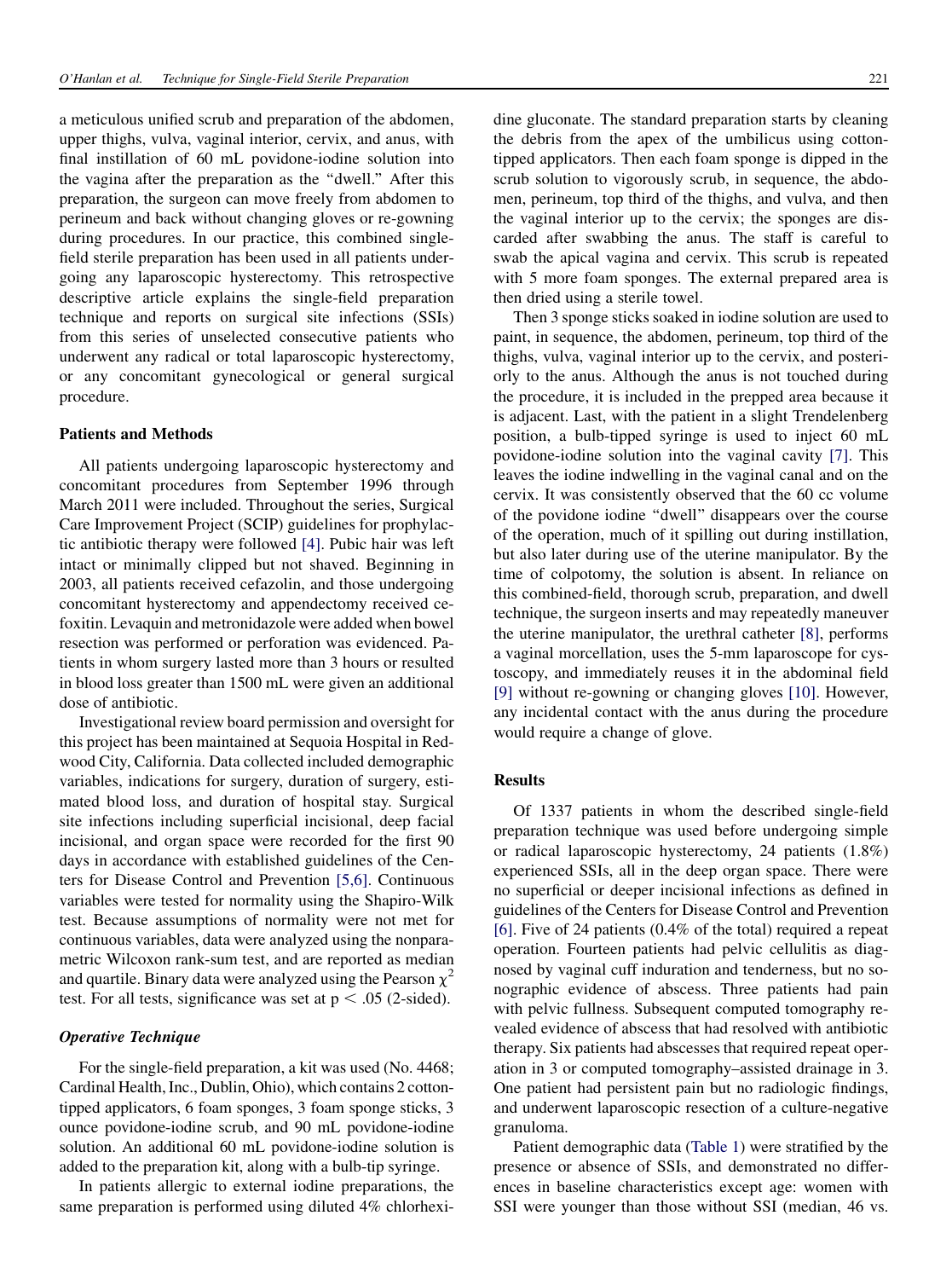a meticulous unified scrub and preparation of the abdomen, upper thighs, vulva, vaginal interior, cervix, and anus, with final instillation of 60 mL povidone-iodine solution into the vagina after the preparation as the "dwell." After this preparation, the surgeon can move freely from abdomen to perineum and back without changing gloves or re-gowning during procedures. In our practice, this combined single-field sterile preparation has been used in all patients undergoing any laparoscopic hysterectomy. This retrospective descriptive article explains the single-field preparation technique and reports on surgical site infections (SSIs) from this series of unselected consecutive patients who underwent any radical or total laparoscopic hysterectomy, or any concomitant gynecological or general surgical procedure.

## Patients and Methods

All patients undergoing laparoscopic hysterectomy and concomitant procedures from September 1996 through March 2011 were included. Throughout the series, Surgical Care Improvement Project (SCIP) guidelines for prophylactic antibiotic therapy were followed [4]. Pubic hair was left intact or minimally clipped but not shaved. Beginning in 2003, all patients received cefazolin, and those undergoing concomitant hysterectomy and appendectomy received cefoxitin. Levaquin and metronidazole were added when bowel resection was performed or perforation was evidenced. Patients in whom surgery lasted more than 3 hours or resulted in blood loss greater than 1500 mL were given an additional dose of antibiotic.

Investigational review board permission and oversight for this project has been maintained at Sequoia Hospital in Redwood City, California. Data collected included demographic variables, indications for surgery, duration of surgery, estimated blood loss, and duration of hospital stay. Surgical site infections including superficial incisional, deep facial incisional, and organ space were recorded for the first 90 days in accordance with established guidelines of the Centers for Disease Control and Prevention [5,6]. Continuous variables were tested for normality using the Shapiro-Wilk test. Because assumptions of normality were not met for continuous variables, data were analyzed using the nonparametric Wilcoxon rank-sum test, and are reported as median and quartile. Binary data were analyzed using the Pearson $\chi^2$ test. For all tests, significance was set at $p < .05$ (2-sided).

### *Operative Technique*

For the single-field preparation, a kit was used (No. 4468; Cardinal Health, Inc., Dublin, Ohio), which contains 2 cotton-tipped applicators, 6 foam sponges, 3 foam sponge sticks, 3 ounce povidone-iodine scrub, and 90 mL povidone-iodine solution. An additional 60 mL povidone-iodine solution is added to the preparation kit, along with a bulb-tip syringe.

In patients allergic to external iodine preparations, the same preparation is performed using diluted 4% chlorhexidine gluconate. The standard preparation starts by cleaning the debris from the apex of the umbilicus using cotton-tipped applicators. Then each foam sponge is dipped in the scrub solution to vigorously scrub, in sequence, the abdomen, perineum, top third of the thighs, and vulva, and then the vaginal interior up to the cervix; the sponges are discarded after swabbing the anus. The staff is careful to swab the apical vagina and cervix. This scrub is repeated with 5 more foam sponges. The external prepared area is then dried using a sterile towel.

Then 3 sponge sticks soaked in iodine solution are used to paint, in sequence, the abdomen, perineum, top third of the thighs, vulva, vaginal interior up to the cervix, and posteriorly to the anus. Although the anus is not touched during the procedure, it is included in the prepped area because it is adjacent. Last, with the patient in a slight Trendelenberg position, a bulb-tipped syringe is used to inject 60 mL povidone-iodine solution into the vaginal cavity [7]. This leaves the iodine indwelling in the vaginal canal and on the cervix. It was consistently observed that the 60 cc volume of the povidone iodine "dwell" disappears over the course of the operation, much of it spilling out during instillation, but also later during use of the uterine manipulator. By the time of colpotomy, the solution is absent. In reliance on this combined-field, thorough scrub, preparation, and dwell technique, the surgeon inserts and may repeatedly maneuver the uterine manipulator, the urethral catheter [8], performs a vaginal morcellation, uses the 5-mm laparoscope for cystoscopy, and immediately reuses it in the abdominal field [9] without re-gowning or changing gloves [10]. However, any incidental contact with the anus during the procedure would require a change of glove.

## Results

Of 1337 patients in whom the described single-field preparation technique was used before undergoing simple or radical laparoscopic hysterectomy, 24 patients (1.8%) experienced SSIs, all in the deep organ space. There were no superficial or deeper incisional infections as defined in guidelines of the Centers for Disease Control and Prevention [6]. Five of 24 patients (0.4% of the total) required a repeat operation. Fourteen patients had pelvic cellulitis as diagnosed by vaginal cuff induration and tenderness, but no sonographic evidence of abscess. Three patients had pain with pelvic fullness. Subsequent computed tomography revealed evidence of abscess that had resolved with antibiotic therapy. Six patients had abscesses that required repeat operation in 3 or computed tomography–assisted drainage in 3. One patient had persistent pain but no radiologic findings, and underwent laparoscopic resection of a culture-negative granuloma.

Patient demographic data (Table 1) were stratified by the presence or absence of SSIs, and demonstrated no differences in baseline characteristics except age: women with SSI were younger than those without SSI (median, 46 vs.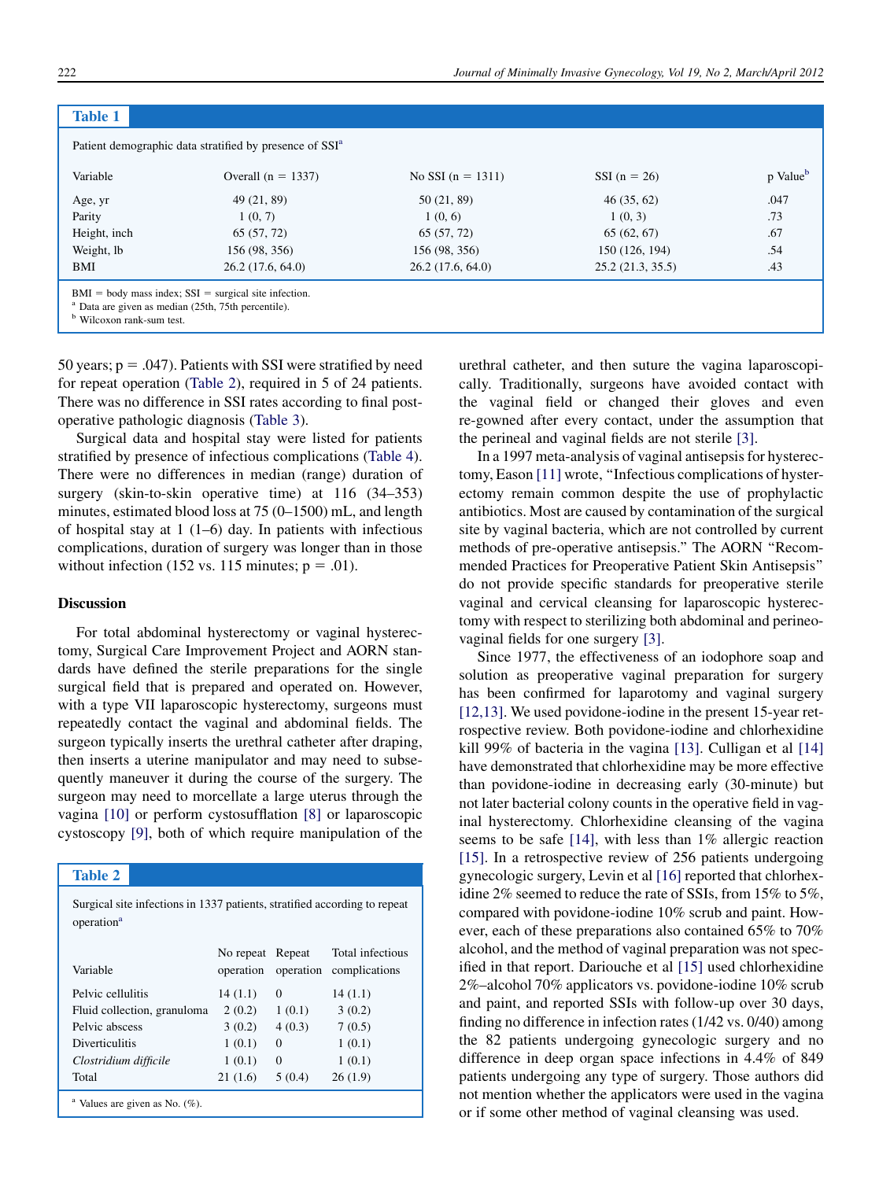**Table 1**

Patient demographic data stratified by presence of SSI[a]

| Variable | Overall (n = 1337) | No SSI (n = 1311) | SSI (n = 26) | p Value[b] |
|---|---|---|---|---|
| Age, yr | 49 (21, 89) | 50 (21, 89) | 46 (35, 62) | .047 |
| Parity | 1 (0, 7) | 1 (0, 6) | 1 (0, 3) | .73 |
| Height, inch | 65 (57, 72) | 65 (57, 72) | 65 (62, 67) | .67 |
| Weight, lb | 156 (98, 356) | 156 (98, 356) | 150 (126, 194) | .54 |
| BMI | 26.2 (17.6, 64.0) | 26.2 (17.6, 64.0) | 25.2 (21.3, 35.5) | .43 |

BMI = body mass index; SSI = surgical site infection.
[a] Data are given as median (25th, 75th percentile).
[b] Wilcoxon rank-sum test.

50 years; p = .047). Patients with SSI were stratified by need for repeat operation (Table 2), required in 5 of 24 patients. There was no difference in SSI rates according to final postoperative pathologic diagnosis (Table 3).

Surgical data and hospital stay were listed for patients stratified by presence of infectious complications (Table 4). There were no differences in median (range) duration of surgery (skin-to-skin operative time) at 116 (34–353) minutes, estimated blood loss at 75 (0–1500) mL, and length of hospital stay at 1 (1–6) day. In patients with infectious complications, duration of surgery was longer than in those without infection (152 vs. 115 minutes; p = .01).

## Discussion

For total abdominal hysterectomy or vaginal hysterectomy, Surgical Care Improvement Project and AORN standards have defined the sterile preparations for the single surgical field that is prepared and operated on. However, with a type VII laparoscopic hysterectomy, surgeons must repeatedly contact the vaginal and abdominal fields. The surgeon typically inserts the urethral catheter after draping, then inserts a uterine manipulator and may need to subsequently maneuver it during the course of the surgery. The surgeon may need to morcellate a large uterus through the vagina [10] or perform cystosufflation [8] or laparoscopic cystoscopy [9], both of which require manipulation of the urethral catheter, and then suture the vagina laparoscopically. Traditionally, surgeons have avoided contact with the vaginal field or changed their gloves and even re-gowned after every contact, under the assumption that the perineal and vaginal fields are not sterile [3].

**Table 2**

Surgical site infections in 1337 patients, stratified according to repeat operation[a]

| Variable | No repeat operation | Repeat operation | Total infectious complications |
|---|---|---|---|
| Pelvic cellulitis | 14 (1.1) | 0 | 14 (1.1) |
| Fluid collection, granuloma | 2 (0.2) | 1 (0.1) | 3 (0.2) |
| Pelvic abscess | 3 (0.2) | 4 (0.3) | 7 (0.5) |
| Diverticulitis | 1 (0.1) | 0 | 1 (0.1) |
| *Clostridium difficile* | 1 (0.1) | 0 | 1 (0.1) |
| Total | 21 (1.6) | 5 (0.4) | 26 (1.9) |

[a] Values are given as No. (%).

In a 1997 meta-analysis of vaginal antisepsis for hysterectomy, Eason [11] wrote, "Infectious complications of hysterectomy remain common despite the use of prophylactic antibiotics. Most are caused by contamination of the surgical site by vaginal bacteria, which are not controlled by current methods of pre-operative antisepsis." The AORN "Recommended Practices for Preoperative Patient Skin Antisepsis" do not provide specific standards for preoperative sterile vaginal and cervical cleansing for laparoscopic hysterectomy with respect to sterilizing both abdominal and perineovaginal fields for one surgery [3].

Since 1977, the effectiveness of an iodophore soap and solution as preoperative vaginal preparation for surgery has been confirmed for laparotomy and vaginal surgery [12,13]. We used povidone-iodine in the present 15-year retrospective review. Both povidone-iodine and chlorhexidine kill 99% of bacteria in the vagina [13]. Culligan et al [14] have demonstrated that chlorhexidine may be more effective than povidone-iodine in decreasing early (30-minute) but not later bacterial colony counts in the operative field in vaginal hysterectomy. Chlorhexidine cleansing of the vagina seems to be safe [14], with less than 1% allergic reaction [15]. In a retrospective review of 256 patients undergoing gynecologic surgery, Levin et al [16] reported that chlorhexidine 2% seemed to reduce the rate of SSIs, from 15% to 5%, compared with povidone-iodine 10% scrub and paint. However, each of these preparations also contained 65% to 70% alcohol, and the method of vaginal preparation was not specified in that report. Dariouche et al [15] used chlorhexidine 2%–alcohol 70% applicators vs. povidone-iodine 10% scrub and paint, and reported SSIs with follow-up over 30 days, finding no difference in infection rates (1/42 vs. 0/40) among the 82 patients undergoing gynecologic surgery and no difference in deep organ space infections in 4.4% of 849 patients undergoing any type of surgery. Those authors did not mention whether the applicators were used in the vagina or if some other method of vaginal cleansing was used.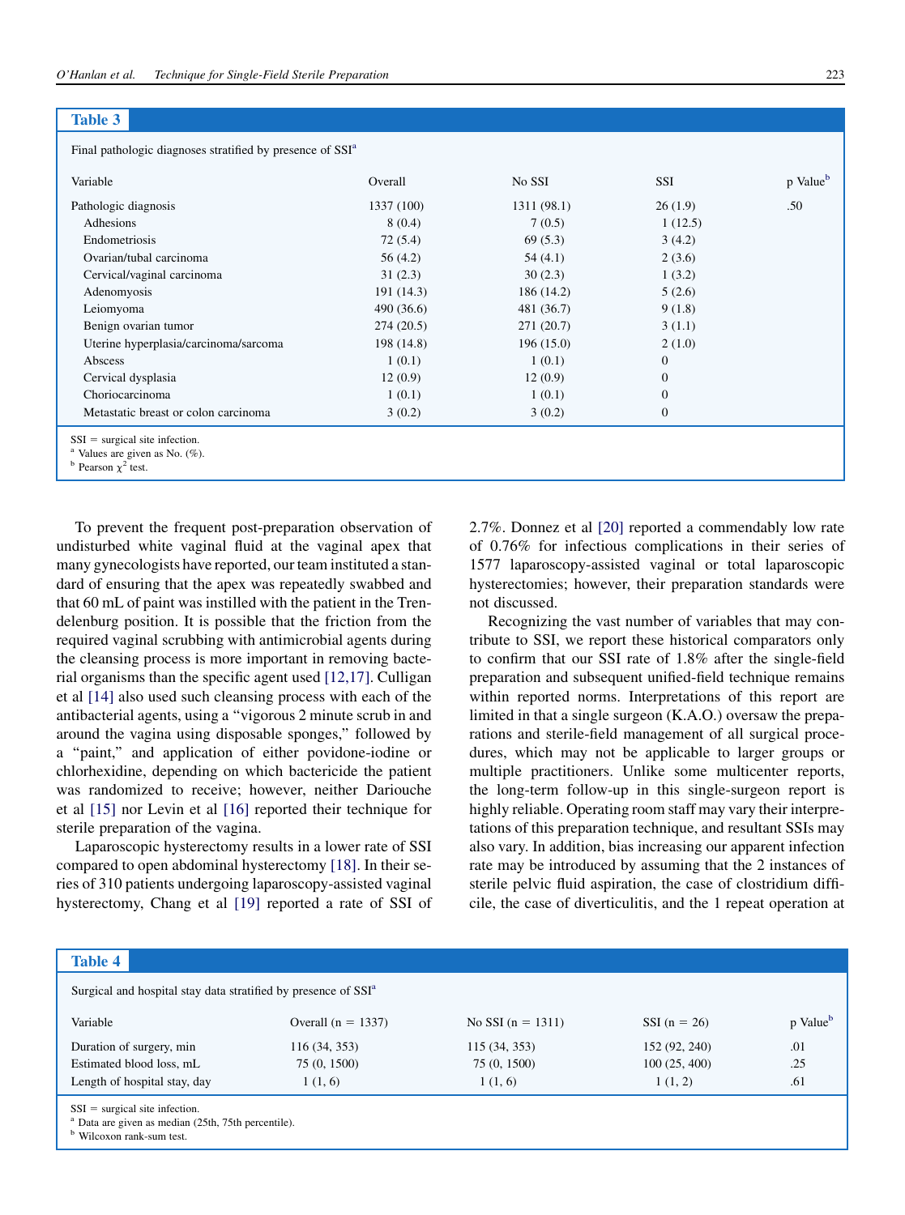**Table 3**

Final pathologic diagnoses stratified by presence of SSI[a]

| Variable | Overall | No SSI | SSI | p Value[b] |
|---|---|---|---|---|
| Pathologic diagnosis | 1337 (100) | 1311 (98.1) | 26 (1.9) | .50 |
| Adhesions | 8 (0.4) | 7 (0.5) | 1 (12.5) | |
| Endometriosis | 72 (5.4) | 69 (5.3) | 3 (4.2) | |
| Ovarian/tubal carcinoma | 56 (4.2) | 54 (4.1) | 2 (3.6) | |
| Cervical/vaginal carcinoma | 31 (2.3) | 30 (2.3) | 1 (3.2) | |
| Adenomyosis | 191 (14.3) | 186 (14.2) | 5 (2.6) | |
| Leiomyoma | 490 (36.6) | 481 (36.7) | 9 (1.8) | |
| Benign ovarian tumor | 274 (20.5) | 271 (20.7) | 3 (1.1) | |
| Uterine hyperplasia/carcinoma/sarcoma | 198 (14.8) | 196 (15.0) | 2 (1.0) | |
| Abscess | 1 (0.1) | 1 (0.1) | 0 | |
| Cervical dysplasia | 12 (0.9) | 12 (0.9) | 0 | |
| Choriocarcinoma | 1 (0.1) | 1 (0.1) | 0 | |
| Metastatic breast or colon carcinoma | 3 (0.2) | 3 (0.2) | 0 | |

SSI = surgical site infection.
[a] Values are given as No. (%).
[b] Pearson $\chi^2$ test.

To prevent the frequent post-preparation observation of undisturbed white vaginal fluid at the vaginal apex that many gynecologists have reported, our team instituted a standard of ensuring that the apex was repeatedly swabbed and that 60 mL of paint was instilled with the patient in the Trendelenburg position. It is possible that the friction from the required vaginal scrubbing with antimicrobial agents during the cleansing process is more important in removing bacterial organisms than the specific agent used [12,17]. Culligan et al [14] also used such cleansing process with each of the antibacterial agents, using a "vigorous 2 minute scrub in and around the vagina using disposable sponges," followed by a "paint," and application of either povidone-iodine or chlorhexidine, depending on which bactericide the patient was randomized to receive; however, neither Dariouche et al [15] nor Levin et al [16] reported their technique for sterile preparation of the vagina.

Laparoscopic hysterectomy results in a lower rate of SSI compared to open abdominal hysterectomy [18]. In their series of 310 patients undergoing laparoscopy-assisted vaginal hysterectomy, Chang et al [19] reported a rate of SSI of 2.7%. Donnez et al [20] reported a commendably low rate of 0.76% for infectious complications in their series of 1577 laparoscopy-assisted vaginal or total laparoscopic hysterectomies; however, their preparation standards were not discussed.

Recognizing the vast number of variables that may contribute to SSI, we report these historical comparators only to confirm that our SSI rate of 1.8% after the single-field preparation and subsequent unified-field technique remains within reported norms. Interpretations of this report are limited in that a single surgeon (K.A.O.) oversaw the preparations and sterile-field management of all surgical procedures, which may not be applicable to larger groups or multiple practitioners. Unlike some multicenter reports, the long-term follow-up in this single-surgeon report is highly reliable. Operating room staff may vary their interpretations of this preparation technique, and resultant SSIs may also vary. In addition, bias increasing our apparent infection rate may be introduced by assuming that the 2 instances of sterile pelvic fluid aspiration, the case of clostridium difficile, the case of diverticulitis, and the 1 repeat operation at

**Table 4**

Surgical and hospital stay data stratified by presence of SSI[a]

| Variable | Overall (n = 1337) | No SSI (n = 1311) | SSI (n = 26) | p Value[b] |
|---|---|---|---|---|
| Duration of surgery, min | 116 (34, 353) | 115 (34, 353) | 152 (92, 240) | .01 |
| Estimated blood loss, mL | 75 (0, 1500) | 75 (0, 1500) | 100 (25, 400) | .25 |
| Length of hospital stay, day | 1 (1, 6) | 1 (1, 6) | 1 (1, 2) | .61 |

SSI = surgical site infection.
[a] Data are given as median (25th, 75th percentile).
[b] Wilcoxon rank-sum test.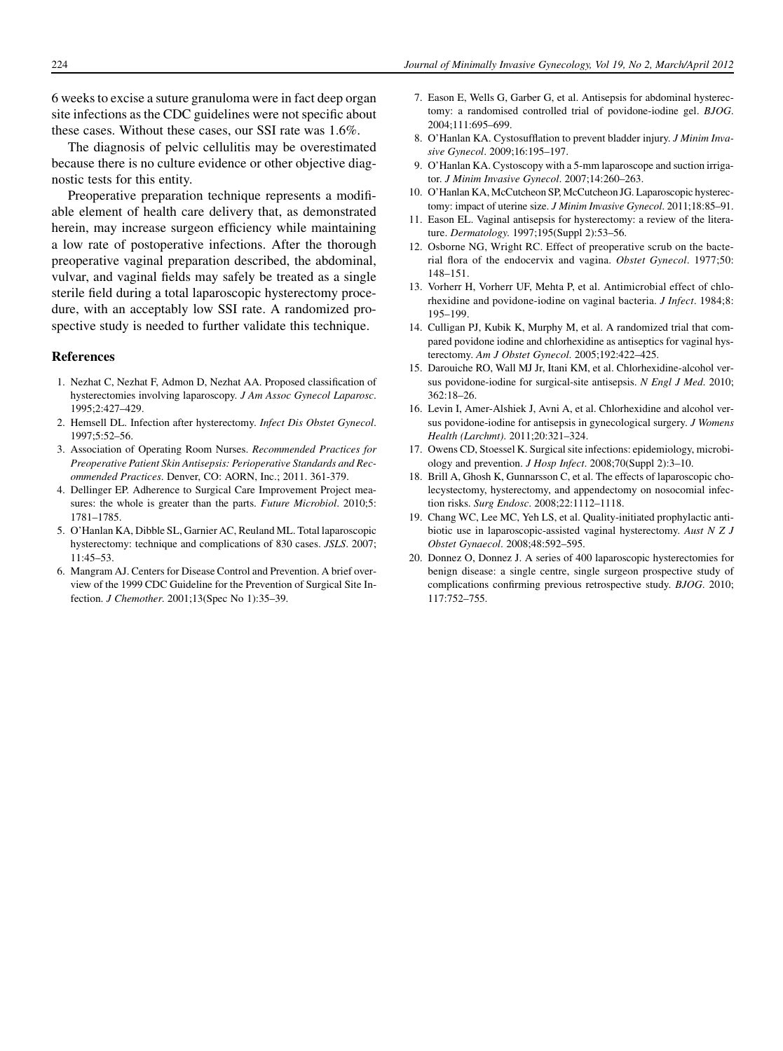6 weeks to excise a suture granuloma were in fact deep organ site infections as the CDC guidelines were not specific about these cases. Without these cases, our SSI rate was 1.6%.

The diagnosis of pelvic cellulitis may be overestimated because there is no culture evidence or other objective diagnostic tests for this entity.

Preoperative preparation technique represents a modifiable element of health care delivery that, as demonstrated herein, may increase surgeon efficiency while maintaining a low rate of postoperative infections. After the thorough preoperative vaginal preparation described, the abdominal, vulvar, and vaginal fields may safely be treated as a single sterile field during a total laparoscopic hysterectomy procedure, with an acceptably low SSI rate. A randomized prospective study is needed to further validate this technique.

## References

1. Nezhat C, Nezhat F, Admon D, Nezhat AA. Proposed classification of hysterectomies involving laparoscopy. *J Am Assoc Gynecol Laparosc*. 1995;2:427–429.
2. Hemsell DL. Infection after hysterectomy. *Infect Dis Obstet Gynecol*. 1997;5:52–56.
3. Association of Operating Room Nurses. *Recommended Practices for Preoperative Patient Skin Antisepsis: Perioperative Standards and Recommended Practices*. Denver, CO: AORN, Inc.; 2011. 361-379.
4. Dellinger EP. Adherence to Surgical Care Improvement Project measures: the whole is greater than the parts. *Future Microbiol*. 2010;5:1781–1785.
5. O'Hanlan KA, Dibble SL, Garnier AC, Reuland ML. Total laparoscopic hysterectomy: technique and complications of 830 cases. *JSLS*. 2007;11:45–53.
6. Mangram AJ. Centers for Disease Control and Prevention. A brief overview of the 1999 CDC Guideline for the Prevention of Surgical Site Infection. *J Chemother*. 2001;13(Spec No 1):35–39.
7. Eason E, Wells G, Garber G, et al. Antisepsis for abdominal hysterectomy: a randomised controlled trial of povidone-iodine gel. *BJOG*. 2004;111:695–699.
8. O'Hanlan KA. Cystosufflation to prevent bladder injury. *J Minim Invasive Gynecol*. 2009;16:195–197.
9. O'Hanlan KA. Cystoscopy with a 5-mm laparoscope and suction irrigator. *J Minim Invasive Gynecol*. 2007;14:260–263.
10. O'Hanlan KA, McCutcheon SP, McCutcheon JG. Laparoscopic hysterectomy: impact of uterine size. *J Minim Invasive Gynecol*. 2011;18:85–91.
11. Eason EL. Vaginal antisepsis for hysterectomy: a review of the literature. *Dermatology*. 1997;195(Suppl 2):53–56.
12. Osborne NG, Wright RC. Effect of preoperative scrub on the bacterial flora of the endocervix and vagina. *Obstet Gynecol*. 1977;50:148–151.
13. Vorherr H, Vorherr UF, Mehta P, et al. Antimicrobial effect of chlorhexidine and povidone-iodine on vaginal bacteria. *J Infect*. 1984;8:195–199.
14. Culligan PJ, Kubik K, Murphy M, et al. A randomized trial that compared povidone iodine and chlorhexidine as antiseptics for vaginal hysterectomy. *Am J Obstet Gynecol*. 2005;192:422–425.
15. Darouiche RO, Wall MJ Jr, Itani KM, et al. Chlorhexidine-alcohol versus povidone-iodine for surgical-site antisepsis. *N Engl J Med*. 2010;362:18–26.
16. Levin I, Amer-Alshiek J, Avni A, et al. Chlorhexidine and alcohol versus povidone-iodine for antisepsis in gynecological surgery. *J Womens Health (Larchmt)*. 2011;20:321–324.
17. Owens CD, Stoessel K. Surgical site infections: epidemiology, microbiology and prevention. *J Hosp Infect*. 2008;70(Suppl 2):3–10.
18. Brill A, Ghosh K, Gunnarsson C, et al. The effects of laparoscopic cholecystectomy, hysterectomy, and appendectomy on nosocomial infection risks. *Surg Endosc*. 2008;22:1112–1118.
19. Chang WC, Lee MC, Yeh LS, et al. Quality-initiated prophylactic antibiotic use in laparoscopic-assisted vaginal hysterectomy. *Aust N Z J Obstet Gynaecol*. 2008;48:592–595.
20. Donnez O, Donnez J. A series of 400 laparoscopic hysterectomies for benign disease: a single centre, single surgeon prospective study of complications confirming previous retrospective study. *BJOG*. 2010;117:752–755.